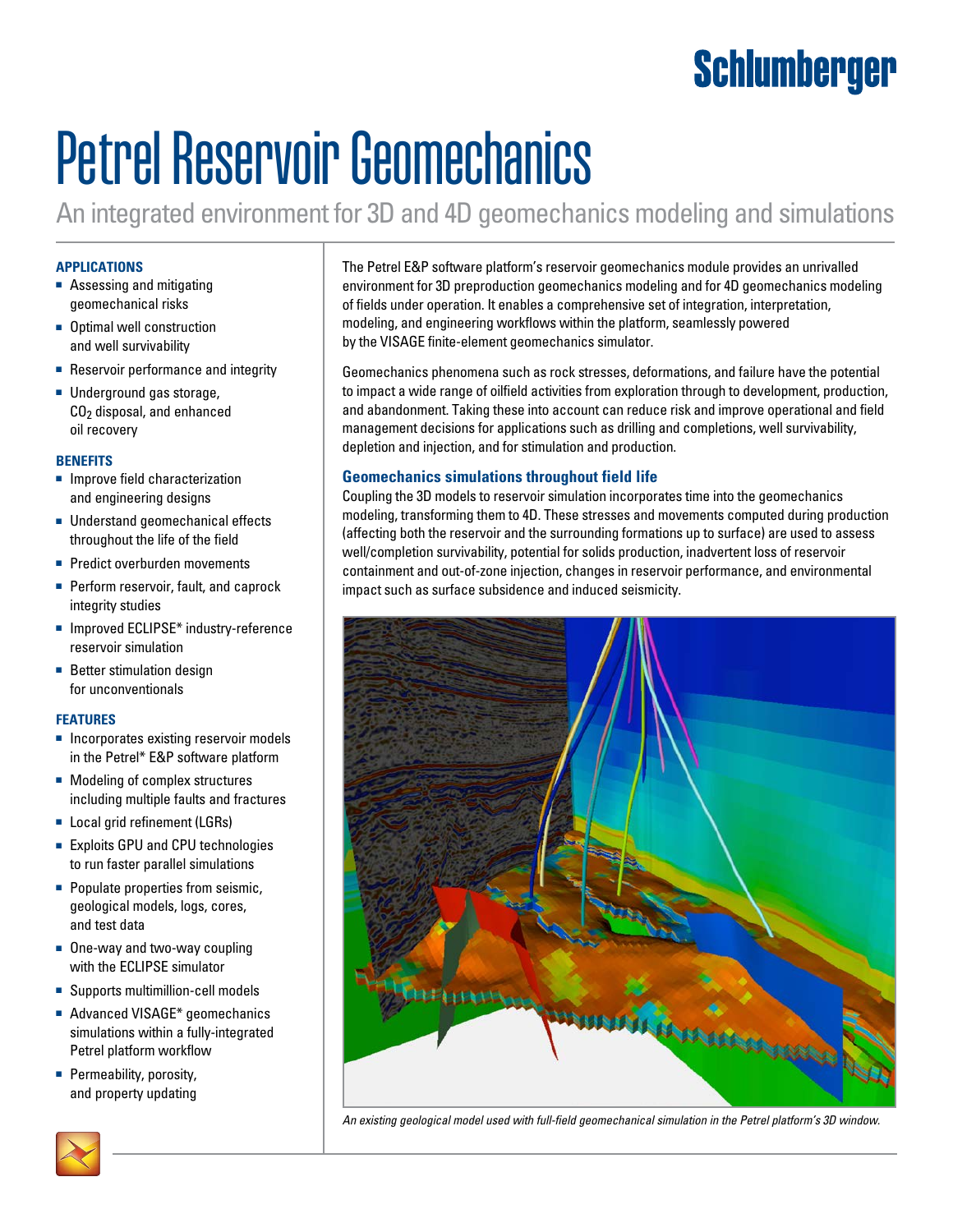Schlumberger

# Petrel Reservoir Geomechanics

## An integrated environment for 3D and 4D geomechanics modeling and simulations

### APPLICATIONS

- Assessing and mitigating geomechanical risks
- Optimal well construction and well survivability
- Reservoir performance and integrity
- Underground gas storage, $CO_2$ disposal, and enhanced oil recovery

### BENEFITS

- Improve field characterization and engineering designs
- Understand geomechanical effects throughout the life of the field
- Predict overburden movements
- Perform reservoir, fault, and caprock integrity studies
- Improved ECLIPSE* industry-reference reservoir simulation
- Better stimulation design for unconventionals

### FEATURES

- Incorporates existing reservoir models in the Petrel* E&P software platform
- Modeling of complex structures including multiple faults and fractures
- Local grid refinement (LGRs)
- Exploits GPU and CPU technologies to run faster parallel simulations
- Populate properties from seismic, geological models, logs, cores, and test data
- One-way and two-way coupling with the ECLIPSE simulator
- Supports multimillion-cell models
- Advanced VISAGE* geomechanics simulations within a fully-integrated Petrel platform workflow
- Permeability, porosity, and property updating

The Petrel E&P software platform's reservoir geomechanics module provides an unrivalled environment for 3D preproduction geomechanics modeling and for 4D geomechanics modeling of fields under operation. It enables a comprehensive set of integration, interpretation, modeling, and engineering workflows within the platform, seamlessly powered by the VISAGE finite-element geomechanics simulator.

Geomechanics phenomena such as rock stresses, deformations, and failure have the potential to impact a wide range of oilfield activities from exploration through to development, production, and abandonment. Taking these into account can reduce risk and improve operational and field management decisions for applications such as drilling and completions, well survivability, depletion and injection, and for stimulation and production.

### Geomechanics simulations throughout field life

Coupling the 3D models to reservoir simulation incorporates time into the geomechanics modeling, transforming them to 4D. These stresses and movements computed during production (affecting both the reservoir and the surrounding formations up to surface) are used to assess well/completion survivability, potential for solids production, inadvertent loss of reservoir containment and out-of-zone injection, changes in reservoir performance, and environmental impact such as surface subsidence and induced seismicity.

*An existing geological model used with full-field geomechanical simulation in the Petrel platform's 3D window.*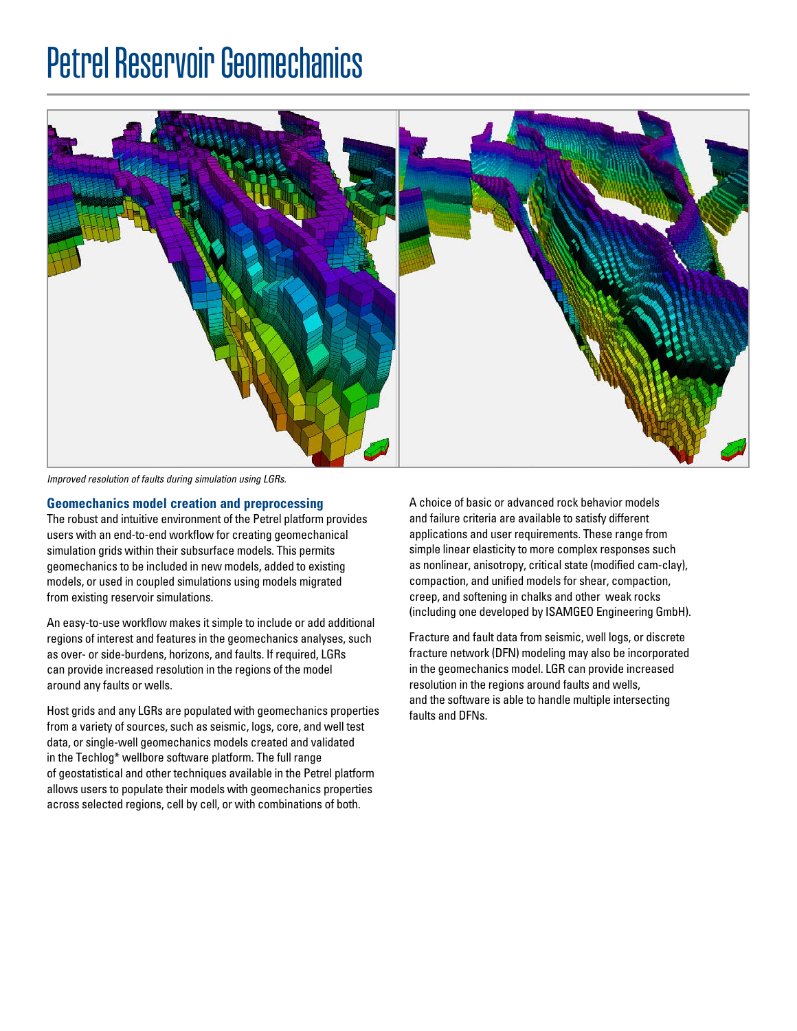# Petrel Reservoir Geomechanics

*Improved resolution of faults during simulation using LGRs.*

### Geomechanics model creation and preprocessing

The robust and intuitive environment of the Petrel platform provides users with an end-to-end workflow for creating geomechanical simulation grids within their subsurface models. This permits geomechanics to be included in new models, added to existing models, or used in coupled simulations using models migrated from existing reservoir simulations.

An easy-to-use workflow makes it simple to include or add additional regions of interest and features in the geomechanics analyses, such as over- or side-burdens, horizons, and faults. If required, LGRs can provide increased resolution in the regions of the model around any faults or wells.

Host grids and any LGRs are populated with geomechanics properties from a variety of sources, such as seismic, logs, core, and well test data, or single-well geomechanics models created and validated in the Techlog* wellbore software platform. The full range of geostatistical and other techniques available in the Petrel platform allows users to populate their models with geomechanics properties across selected regions, cell by cell, or with combinations of both.

A choice of basic or advanced rock behavior models and failure criteria are available to satisfy different applications and user requirements. These range from simple linear elasticity to more complex responses such as nonlinear, anisotropy, critical state (modified cam-clay), compaction, and unified models for shear, compaction, creep, and softening in chalks and other weak rocks (including one developed by ISAMGEO Engineering GmbH).

Fracture and fault data from seismic, well logs, or discrete fracture network (DFN) modeling may also be incorporated in the geomechanics model. LGR can provide increased resolution in the regions around faults and wells, and the software is able to handle multiple intersecting faults and DFNs.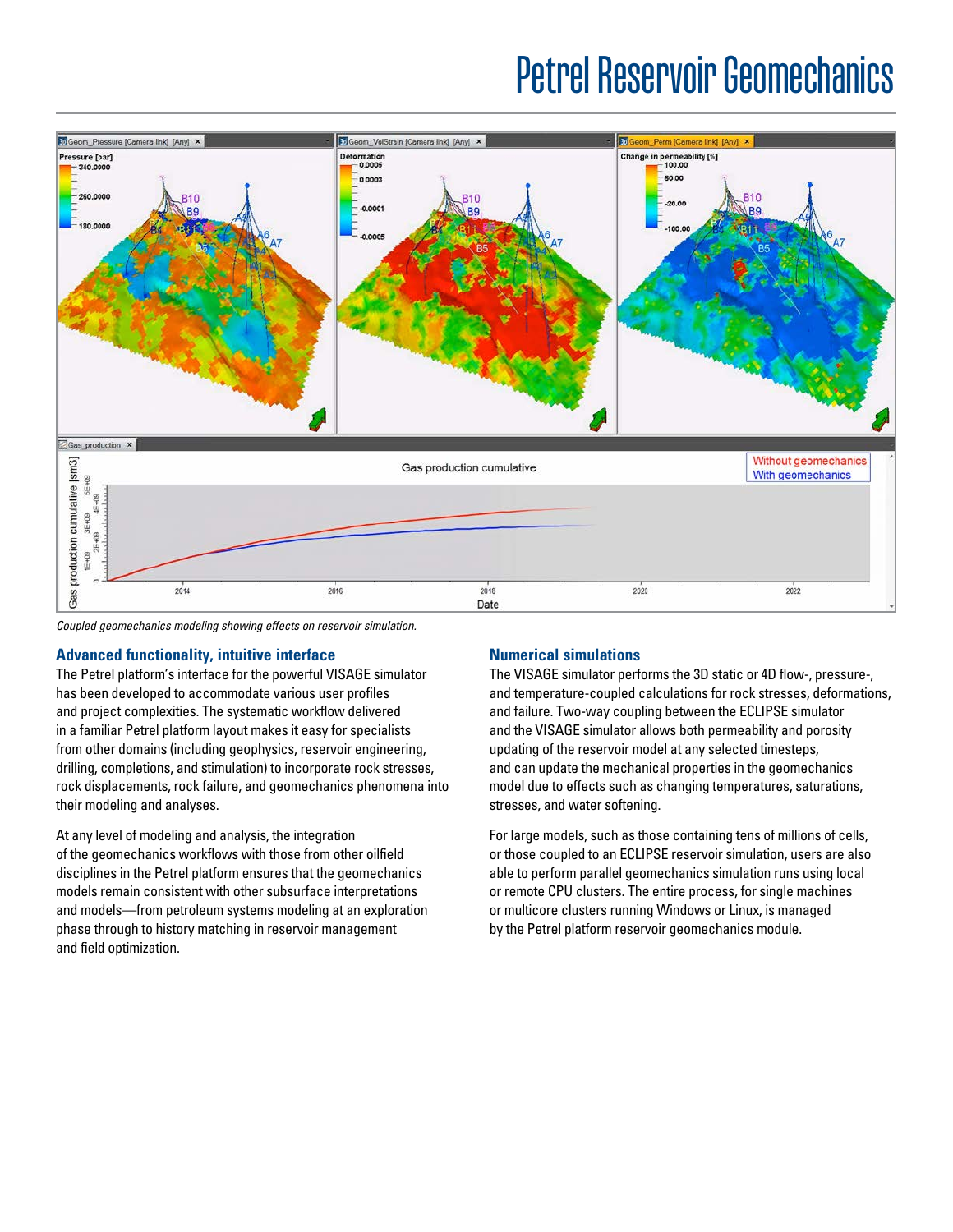# Petrel Reservoir Geomechanics

*Coupled geomechanics modeling showing effects on reservoir simulation.*

## Advanced functionality, intuitive interface

The Petrel platform's interface for the powerful VISAGE simulator has been developed to accommodate various user profiles and project complexities. The systematic workflow delivered in a familiar Petrel platform layout makes it easy for specialists from other domains (including geophysics, reservoir engineering, drilling, completions, and stimulation) to incorporate rock stresses, rock displacements, rock failure, and geomechanics phenomena into their modeling and analyses.

At any level of modeling and analysis, the integration of the geomechanics workflows with those from other oilfield disciplines in the Petrel platform ensures that the geomechanics models remain consistent with other subsurface interpretations and models—from petroleum systems modeling at an exploration phase through to history matching in reservoir management and field optimization.

## Numerical simulations

The VISAGE simulator performs the 3D static or 4D flow-, pressure-, and temperature-coupled calculations for rock stresses, deformations, and failure. Two-way coupling between the ECLIPSE simulator and the VISAGE simulator allows both permeability and porosity updating of the reservoir model at any selected timesteps, and can update the mechanical properties in the geomechanics model due to effects such as changing temperatures, saturations, stresses, and water softening.

For large models, such as those containing tens of millions of cells, or those coupled to an ECLIPSE reservoir simulation, users are also able to perform parallel geomechanics simulation runs using local or remote CPU clusters. The entire process, for single machines or multicore clusters running Windows or Linux, is managed by the Petrel platform reservoir geomechanics module.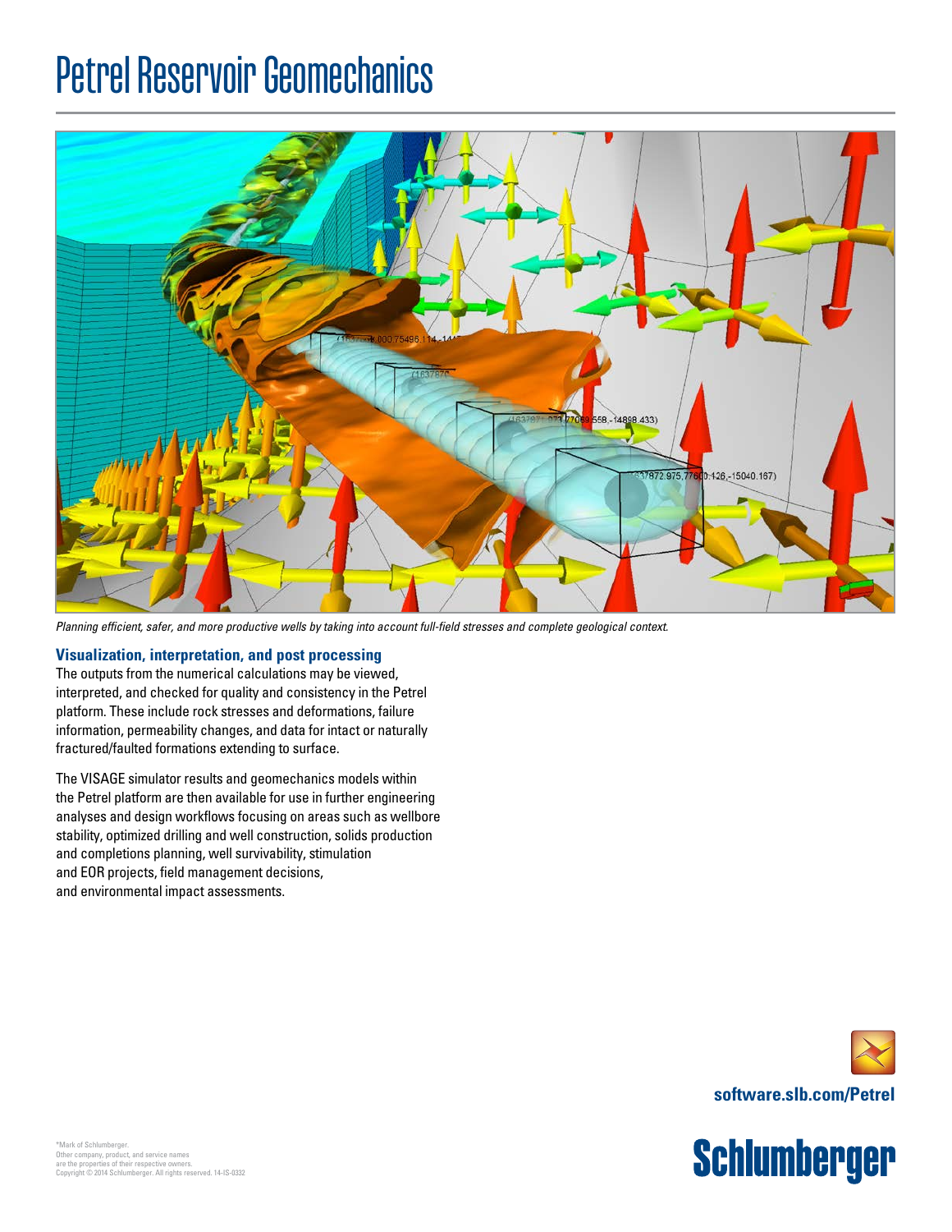# Petrel Reservoir Geomechanics

*Planning efficient, safer, and more productive wells by taking into account full-field stresses and complete geological context.*

### Visualization, interpretation, and post processing

The outputs from the numerical calculations may be viewed, interpreted, and checked for quality and consistency in the Petrel platform. These include rock stresses and deformations, failure information, permeability changes, and data for intact or naturally fractured/faulted formations extending to surface.

The VISAGE simulator results and geomechanics models within the Petrel platform are then available for use in further engineering analyses and design workflows focusing on areas such as wellbore stability, optimized drilling and well construction, solids production and completions planning, well survivability, stimulation and EOR projects, field management decisions, and environmental impact assessments.

**software.slb.com/Petrel**

**Schlumberger**

*Mark of Schlumberger.
Other company, product, and service names are the properties of their respective owners.
Copyright © 2014 Schlumberger. All rights reserved. 14-IS-0332